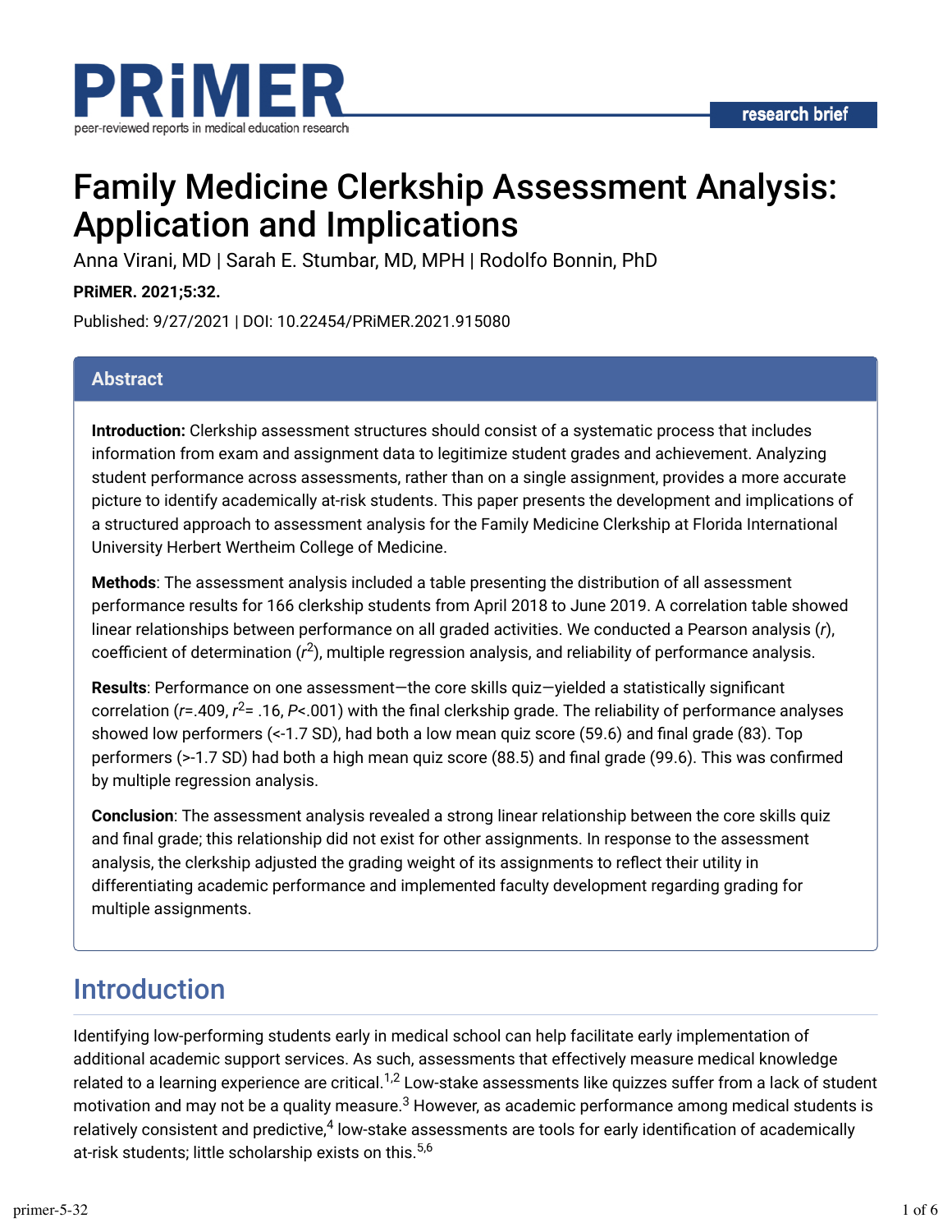research brief

# Family Medicine Clerkship Assessment Analysis: Application and Implications

Anna Virani, MD | Sarah E. Stumbar, MD, MPH | Rodolfo Bonnin, PhD

**PRiMER. 2021;5:32.**

Published: 9/27/2021 | DOI: 10.22454/PRiMER.2021.915080

## Abstract

**Introduction:** Clerkship assessment structures should consist of a systematic process that includes information from exam and assignment data to legitimize student grades and achievement. Analyzing student performance across assessments, rather than on a single assignment, provides a more accurate picture to identify academically at-risk students. This paper presents the development and implications of a structured approach to assessment analysis for the Family Medicine Clerkship at Florida International University Herbert Wertheim College of Medicine.

**Methods**: The assessment analysis included a table presenting the distribution of all assessment performance results for 166 clerkship students from April 2018 to June 2019. A correlation table showed linear relationships between performance on all graded activities. We conducted a Pearson analysis (*r*), coefficient of determination ($r^2$), multiple regression analysis, and reliability of performance analysis.

**Results**: Performance on one assessment—the core skills quiz—yielded a statistically significant correlation ($r$=.409, $r^2$= .16, $P$<.001) with the final clerkship grade. The reliability of performance analyses showed low performers (<-1.7 SD), had both a low mean quiz score (59.6) and final grade (83). Top performers (>-1.7 SD) had both a high mean quiz score (88.5) and final grade (99.6). This was confirmed by multiple regression analysis.

**Conclusion**: The assessment analysis revealed a strong linear relationship between the core skills quiz and final grade; this relationship did not exist for other assignments. In response to the assessment analysis, the clerkship adjusted the grading weight of its assignments to reflect their utility in differentiating academic performance and implemented faculty development regarding grading for multiple assignments.

## Introduction

Identifying low-performing students early in medical school can help facilitate early implementation of additional academic support services. As such, assessments that effectively measure medical knowledge related to a learning experience are critical.[1,2] Low-stake assessments like quizzes suffer from a lack of student motivation and may not be a quality measure.[3] However, as academic performance among medical students is relatively consistent and predictive,[4] low-stake assessments are tools for early identification of academically at-risk students; little scholarship exists on this.[5,6]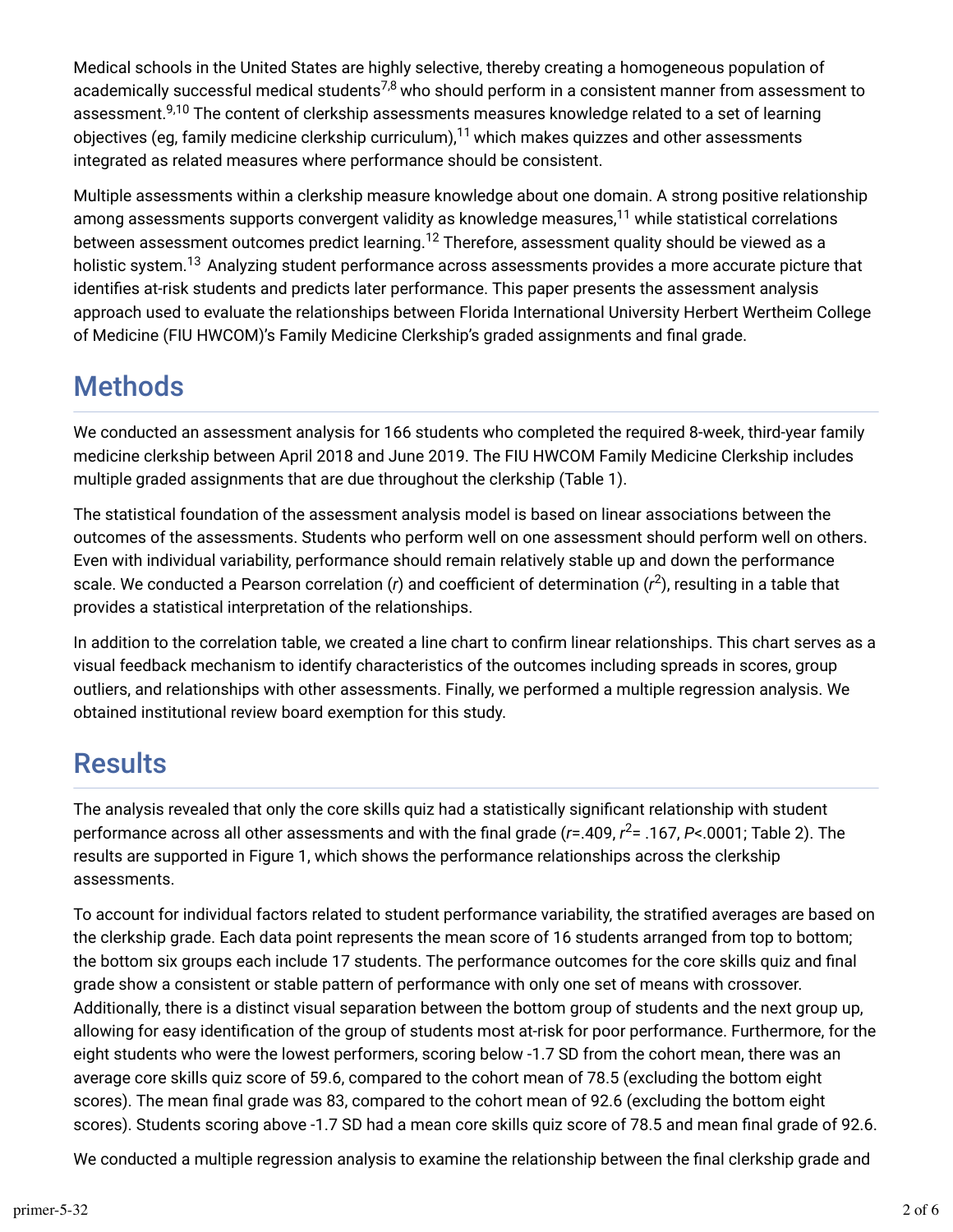Medical schools in the United States are highly selective, thereby creating a homogeneous population of academically successful medical students[7,8] who should perform in a consistent manner from assessment to assessment.[9,10] The content of clerkship assessments measures knowledge related to a set of learning objectives (eg, family medicine clerkship curriculum),[11] which makes quizzes and other assessments integrated as related measures where performance should be consistent.

Multiple assessments within a clerkship measure knowledge about one domain. A strong positive relationship among assessments supports convergent validity as knowledge measures,[11] while statistical correlations between assessment outcomes predict learning.[12] Therefore, assessment quality should be viewed as a holistic system.[13] Analyzing student performance across assessments provides a more accurate picture that identifies at-risk students and predicts later performance. This paper presents the assessment analysis approach used to evaluate the relationships between Florida International University Herbert Wertheim College of Medicine (FIU HWCOM)'s Family Medicine Clerkship's graded assignments and final grade.

## Methods

We conducted an assessment analysis for 166 students who completed the required 8-week, third-year family medicine clerkship between April 2018 and June 2019. The FIU HWCOM Family Medicine Clerkship includes multiple graded assignments that are due throughout the clerkship (Table 1).

The statistical foundation of the assessment analysis model is based on linear associations between the outcomes of the assessments. Students who perform well on one assessment should perform well on others. Even with individual variability, performance should remain relatively stable up and down the performance scale. We conducted a Pearson correlation ($r$) and coefficient of determination ($r^2$), resulting in a table that provides a statistical interpretation of the relationships.

In addition to the correlation table, we created a line chart to confirm linear relationships. This chart serves as a visual feedback mechanism to identify characteristics of the outcomes including spreads in scores, group outliers, and relationships with other assessments. Finally, we performed a multiple regression analysis. We obtained institutional review board exemption for this study.

## Results

The analysis revealed that only the core skills quiz had a statistically significant relationship with student performance across all other assessments and with the final grade ($r$=.409, $r^2$= .167, $P$<.0001; Table 2). The results are supported in Figure 1, which shows the performance relationships across the clerkship assessments.

To account for individual factors related to student performance variability, the stratified averages are based on the clerkship grade. Each data point represents the mean score of 16 students arranged from top to bottom; the bottom six groups each include 17 students. The performance outcomes for the core skills quiz and final grade show a consistent or stable pattern of performance with only one set of means with crossover. Additionally, there is a distinct visual separation between the bottom group of students and the next group up, allowing for easy identification of the group of students most at-risk for poor performance. Furthermore, for the eight students who were the lowest performers, scoring below -1.7 SD from the cohort mean, there was an average core skills quiz score of 59.6, compared to the cohort mean of 78.5 (excluding the bottom eight scores). The mean final grade was 83, compared to the cohort mean of 92.6 (excluding the bottom eight scores). Students scoring above -1.7 SD had a mean core skills quiz score of 78.5 and mean final grade of 92.6.

We conducted a multiple regression analysis to examine the relationship between the final clerkship grade and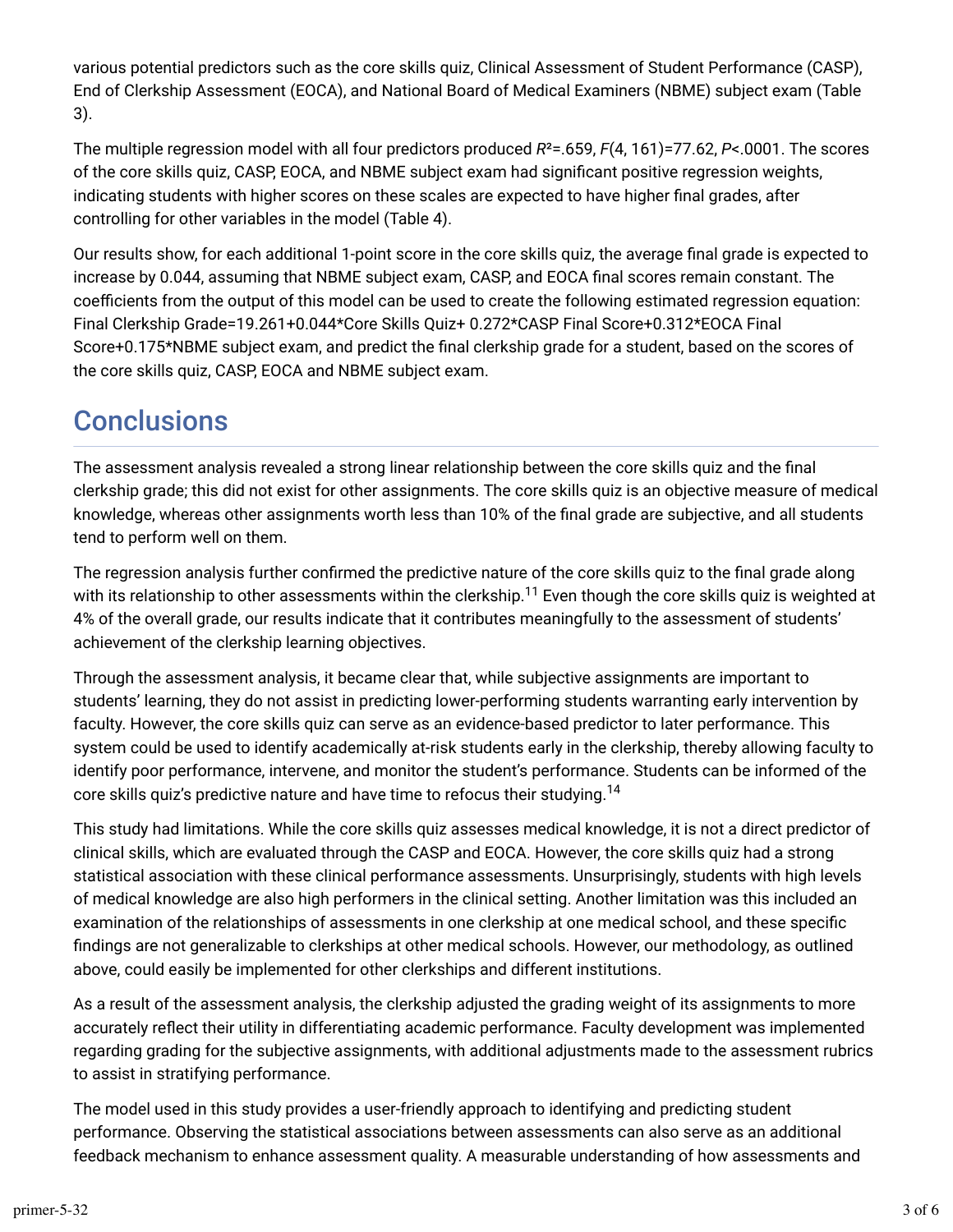various potential predictors such as the core skills quiz, Clinical Assessment of Student Performance (CASP), End of Clerkship Assessment (EOCA), and National Board of Medical Examiners (NBME) subject exam (Table 3).

The multiple regression model with all four predictors produced $R^2$=.659, $F(4, 161)$=77.62, $P$<.0001. The scores of the core skills quiz, CASP, EOCA, and NBME subject exam had significant positive regression weights, indicating students with higher scores on these scales are expected to have higher final grades, after controlling for other variables in the model (Table 4).

Our results show, for each additional 1-point score in the core skills quiz, the average final grade is expected to increase by 0.044, assuming that NBME subject exam, CASP, and EOCA final scores remain constant. The coefficients from the output of this model can be used to create the following estimated regression equation: Final Clerkship Grade=19.261+0.044*Core Skills Quiz+ 0.272*CASP Final Score+0.312*EOCA Final Score+0.175*NBME subject exam, and predict the final clerkship grade for a student, based on the scores of the core skills quiz, CASP, EOCA and NBME subject exam.

## Conclusions

The assessment analysis revealed a strong linear relationship between the core skills quiz and the final clerkship grade; this did not exist for other assignments. The core skills quiz is an objective measure of medical knowledge, whereas other assignments worth less than 10% of the final grade are subjective, and all students tend to perform well on them.

The regression analysis further confirmed the predictive nature of the core skills quiz to the final grade along with its relationship to other assessments within the clerkship.[11] Even though the core skills quiz is weighted at 4% of the overall grade, our results indicate that it contributes meaningfully to the assessment of students' achievement of the clerkship learning objectives.

Through the assessment analysis, it became clear that, while subjective assignments are important to students' learning, they do not assist in predicting lower-performing students warranting early intervention by faculty. However, the core skills quiz can serve as an evidence-based predictor to later performance. This system could be used to identify academically at-risk students early in the clerkship, thereby allowing faculty to identify poor performance, intervene, and monitor the student's performance. Students can be informed of the core skills quiz's predictive nature and have time to refocus their studying.[14]

This study had limitations. While the core skills quiz assesses medical knowledge, it is not a direct predictor of clinical skills, which are evaluated through the CASP and EOCA. However, the core skills quiz had a strong statistical association with these clinical performance assessments. Unsurprisingly, students with high levels of medical knowledge are also high performers in the clinical setting. Another limitation was this included an examination of the relationships of assessments in one clerkship at one medical school, and these specific findings are not generalizable to clerkships at other medical schools. However, our methodology, as outlined above, could easily be implemented for other clerkships and different institutions.

As a result of the assessment analysis, the clerkship adjusted the grading weight of its assignments to more accurately reflect their utility in differentiating academic performance. Faculty development was implemented regarding grading for the subjective assignments, with additional adjustments made to the assessment rubrics to assist in stratifying performance.

The model used in this study provides a user-friendly approach to identifying and predicting student performance. Observing the statistical associations between assessments can also serve as an additional feedback mechanism to enhance assessment quality. A measurable understanding of how assessments and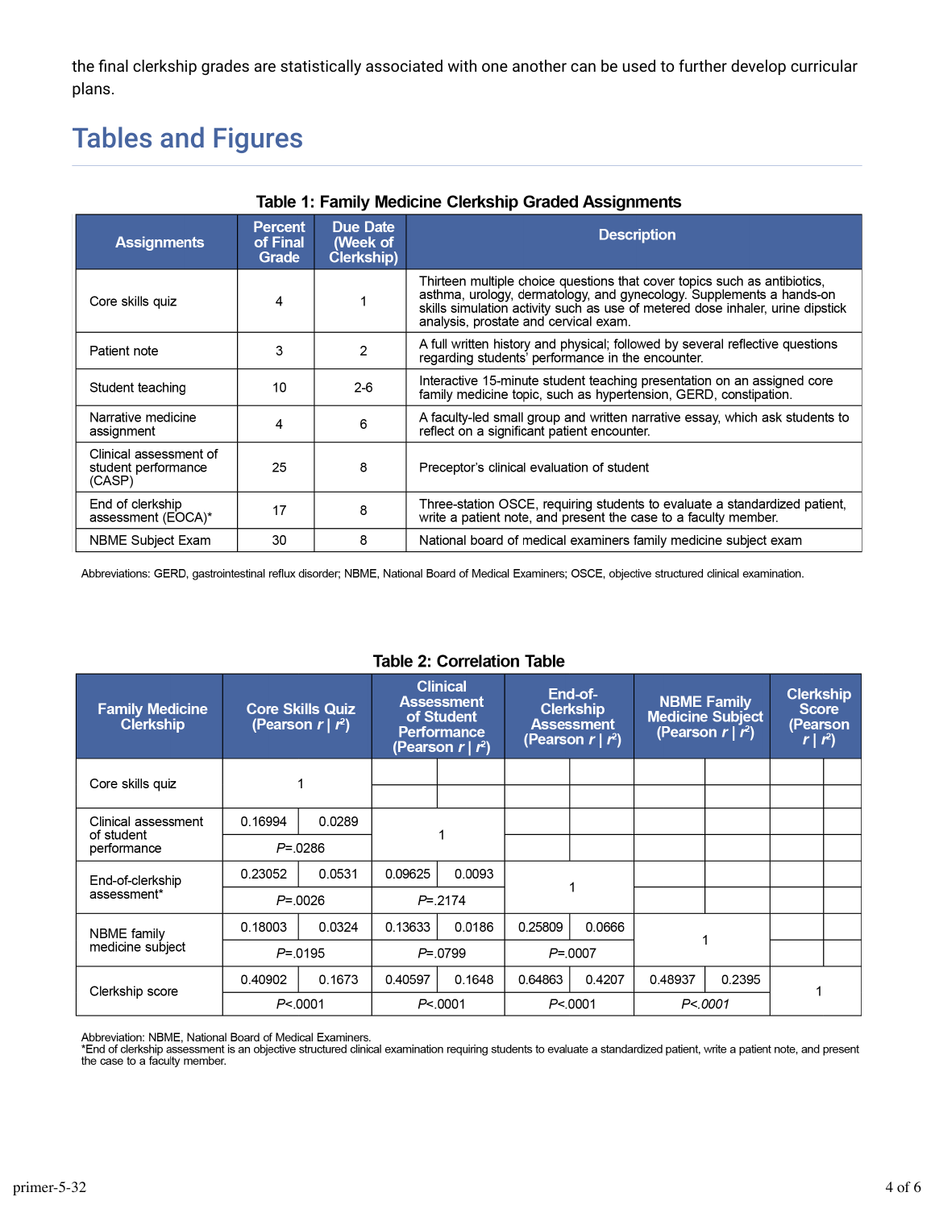the final clerkship grades are statistically associated with one another can be used to further develop curricular plans.

## Tables and Figures

**Table 1: Family Medicine Clerkship Graded Assignments**

| Assignments | Percent of Final Grade | Due Date (Week of Clerkship) | Description |
|---|---|---|---|
| Core skills quiz | 4 | 1 | Thirteen multiple choice questions that cover topics such as antibiotics, asthma, urology, dermatology, and gynecology. Supplements a hands-on skills simulation activity such as use of metered dose inhaler, urine dipstick analysis, prostate and cervical exam. |
| Patient note | 3 | 2 | A full written history and physical; followed by several reflective questions regarding students' performance in the encounter. |
| Student teaching | 10 | 2-6 | Interactive 15-minute student teaching presentation on an assigned core family medicine topic, such as hypertension, GERD, constipation. |
| Narrative medicine assignment | 4 | 6 | A faculty-led small group and written narrative essay, which ask students to reflect on a significant patient encounter. |
| Clinical assessment of student performance (CASP) | 25 | 8 | Preceptor's clinical evaluation of student |
| End of clerkship assessment (EOCA)* | 17 | 8 | Three-station OSCE, requiring students to evaluate a standardized patient, write a patient note, and present the case to a faculty member. |
| NBME Subject Exam | 30 | 8 | National board of medical examiners family medicine subject exam |

Abbreviations: GERD, gastrointestinal reflux disorder; NBME, National Board of Medical Examiners; OSCE, objective structured clinical examination.

**Table 2: Correlation Table**

| Family Medicine Clerkship | Core Skills Quiz (Pearson $r$ \| $r^2$) | | Clinical Assessment of Student Performance (Pearson $r$ \| $r^2$) | | End-of-Clerkship Assessment (Pearson $r$ \| $r^2$) | | NBME Family Medicine Subject (Pearson $r$ \| $r^2$) | | Clerkship Score (Pearson $r$ \| $r^2$) | |
|---|---|---|---|---|---|---|---|---|---|---|
| Core skills quiz | 1 | | | | | | | | | |
| Clinical assessment of student performance | 0.16994 | 0.0289 | 1 | | | | | | | |
| | $P$=.0286 | | | | | | | | | |
| End-of-clerkship assessment* | 0.23052 | 0.0531 | 0.09625 | 0.0093 | 1 | | | | | |
| | $P$=.0026 | | $P$=.2174 | | | | | | | |
| NBME family medicine subject | 0.18003 | 0.0324 | 0.13633 | 0.0186 | 0.25809 | 0.0666 | 1 | | | |
| | $P$=.0195 | | $P$=.0799 | | $P$=.0007 | | | | | |
| Clerkship score | 0.40902 | 0.1673 | 0.40597 | 0.1648 | 0.64863 | 0.4207 | 0.48937 | 0.2395 | 1 | |
| | $P$<.0001 | | $P$<.0001 | | $P$<.0001 | | $P$<.0001 | | | |

Abbreviation: NBME, National Board of Medical Examiners.
*End of clerkship assessment is an objective structured clinical examination requiring students to evaluate a standardized patient, write a patient note, and present the case to a faculty member.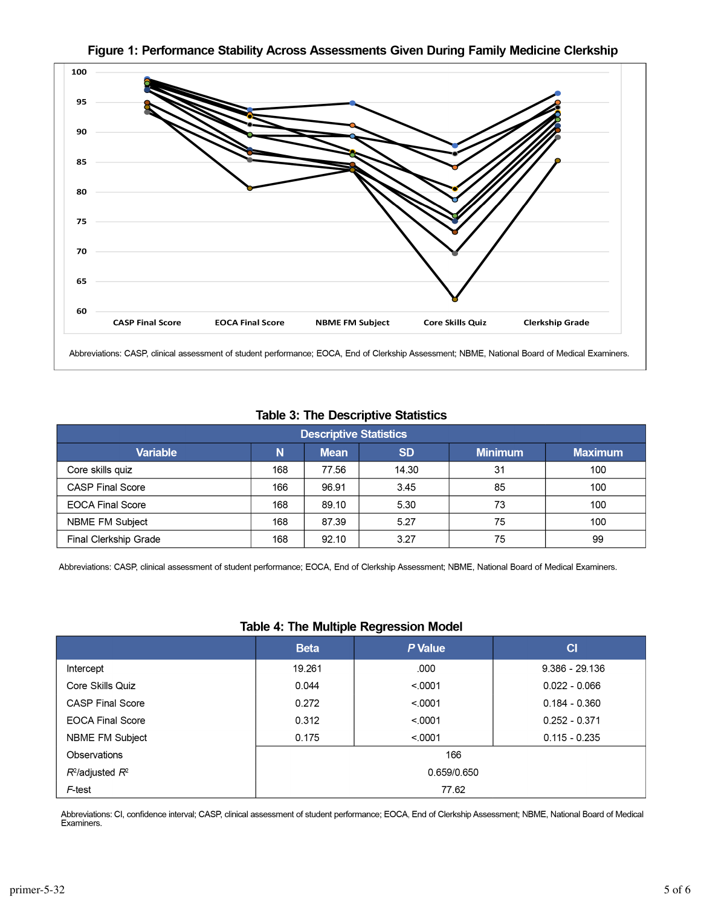**Figure 1: Performance Stability Across Assessments Given During Family Medicine Clerkship**

Abbreviations: CASP, clinical assessment of student performance; EOCA, End of Clerkship Assessment; NBME, National Board of Medical Examiners.

## Table 3: The Descriptive Statistics

| Descriptive Statistics | | | | | |
|---|---|---|---|---|---|
| Variable | N | Mean | SD | Minimum | Maximum |
| Core skills quiz | 168 | 77.56 | 14.30 | 31 | 100 |
| CASP Final Score | 166 | 96.91 | 3.45 | 85 | 100 |
| EOCA Final Score | 168 | 89.10 | 5.30 | 73 | 100 |
| NBME FM Subject | 168 | 87.39 | 5.27 | 75 | 100 |
| Final Clerkship Grade | 168 | 92.10 | 3.27 | 75 | 99 |

Abbreviations: CASP, clinical assessment of student performance; EOCA, End of Clerkship Assessment; NBME, National Board of Medical Examiners.

## Table 4: The Multiple Regression Model

| | Beta | *P* Value | CI |
|---|---|---|---|
| Intercept | 19.261 | .000 | 9.386 - 29.136 |
| Core Skills Quiz | 0.044 | <.0001 | 0.022 - 0.066 |
| CASP Final Score | 0.272 | <.0001 | 0.184 - 0.360 |
| EOCA Final Score | 0.312 | <.0001 | 0.252 - 0.371 |
| NBME FM Subject | 0.175 | <.0001 | 0.115 - 0.235 |
| Observations | 166 | | |
| $R^2$/adjusted $R^2$ | 0.659/0.650 | | |
| *F*-test | 77.62 | | |

Abbreviations: CI, confidence interval; CASP, clinical assessment of student performance; EOCA, End of Clerkship Assessment; NBME, National Board of Medical Examiners.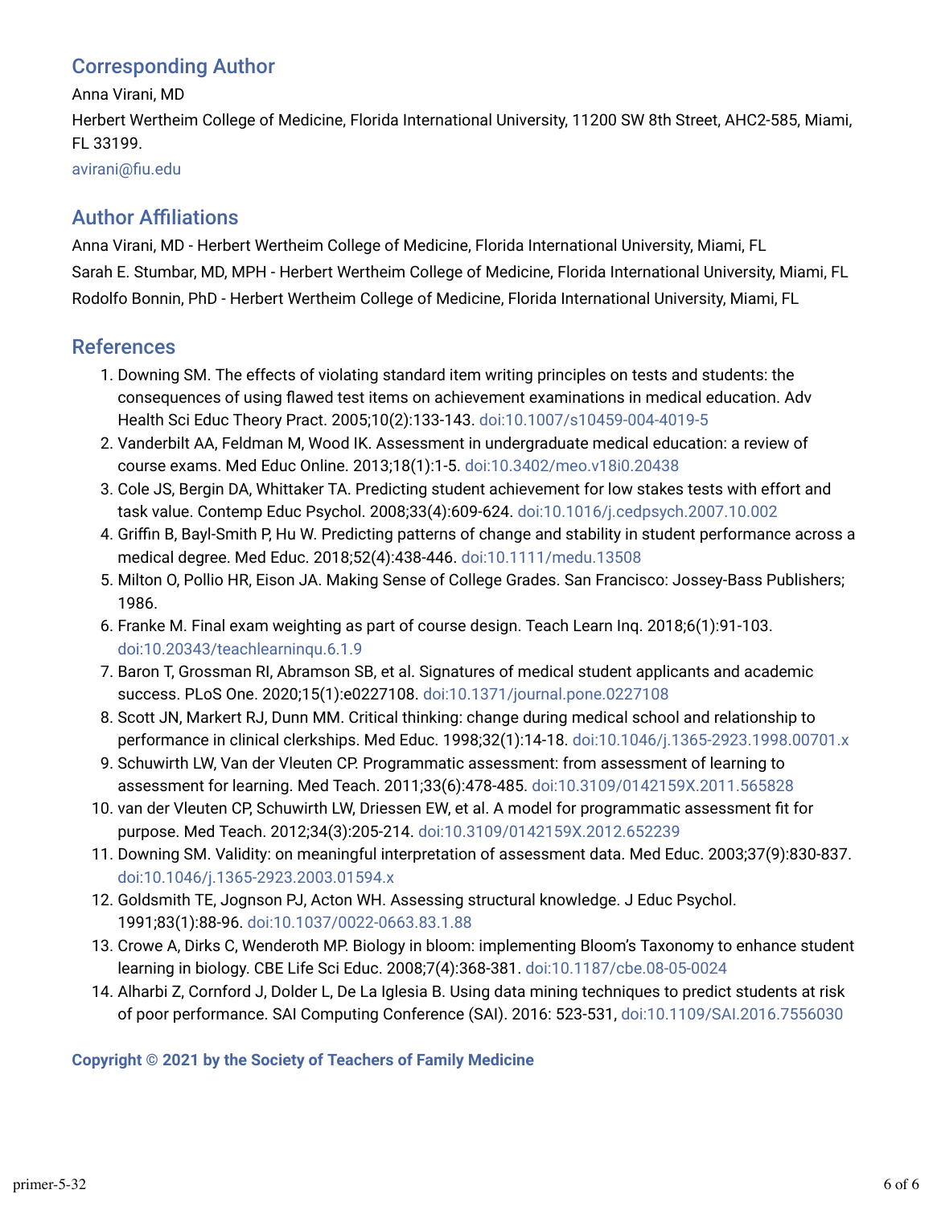## Corresponding Author

Anna Virani, MD

Herbert Wertheim College of Medicine, Florida International University, 11200 SW 8th Street, AHC2-585, Miami, FL 33199.

avirani@fiu.edu

## Author Affiliations

Anna Virani, MD - Herbert Wertheim College of Medicine, Florida International University, Miami, FL

Sarah E. Stumbar, MD, MPH - Herbert Wertheim College of Medicine, Florida International University, Miami, FL

Rodolfo Bonnin, PhD - Herbert Wertheim College of Medicine, Florida International University, Miami, FL

## References

1. Downing SM. The effects of violating standard item writing principles on tests and students: the consequences of using flawed test items on achievement examinations in medical education. Adv Health Sci Educ Theory Pract. 2005;10(2):133-143. doi:10.1007/s10459-004-4019-5
2. Vanderbilt AA, Feldman M, Wood IK. Assessment in undergraduate medical education: a review of course exams. Med Educ Online. 2013;18(1):1-5. doi:10.3402/meo.v18i0.20438
3. Cole JS, Bergin DA, Whittaker TA. Predicting student achievement for low stakes tests with effort and task value. Contemp Educ Psychol. 2008;33(4):609-624. doi:10.1016/j.cedpsych.2007.10.002
4. Griffin B, Bayl-Smith P, Hu W. Predicting patterns of change and stability in student performance across a medical degree. Med Educ. 2018;52(4):438-446. doi:10.1111/medu.13508
5. Milton O, Pollio HR, Eison JA. Making Sense of College Grades. San Francisco: Jossey-Bass Publishers; 1986.
6. Franke M. Final exam weighting as part of course design. Teach Learn Inq. 2018;6(1):91-103. doi:10.20343/teachlearninqu.6.1.9
7. Baron T, Grossman RI, Abramson SB, et al. Signatures of medical student applicants and academic success. PLoS One. 2020;15(1):e0227108. doi:10.1371/journal.pone.0227108
8. Scott JN, Markert RJ, Dunn MM. Critical thinking: change during medical school and relationship to performance in clinical clerkships. Med Educ. 1998;32(1):14-18. doi:10.1046/j.1365-2923.1998.00701.x
9. Schuwirth LW, Van der Vleuten CP. Programmatic assessment: from assessment of learning to assessment for learning. Med Teach. 2011;33(6):478-485. doi:10.3109/0142159X.2011.565828
10. van der Vleuten CP, Schuwirth LW, Driessen EW, et al. A model for programmatic assessment fit for purpose. Med Teach. 2012;34(3):205-214. doi:10.3109/0142159X.2012.652239
11. Downing SM. Validity: on meaningful interpretation of assessment data. Med Educ. 2003;37(9):830-837. doi:10.1046/j.1365-2923.2003.01594.x
12. Goldsmith TE, Jognson PJ, Acton WH. Assessing structural knowledge. J Educ Psychol. 1991;83(1):88-96. doi:10.1037/0022-0663.83.1.88
13. Crowe A, Dirks C, Wenderoth MP. Biology in bloom: implementing Bloom's Taxonomy to enhance student learning in biology. CBE Life Sci Educ. 2008;7(4):368-381. doi:10.1187/cbe.08-05-0024
14. Alharbi Z, Cornford J, Dolder L, De La Iglesia B. Using data mining techniques to predict students at risk of poor performance. SAI Computing Conference (SAI). 2016: 523-531, doi:10.1109/SAI.2016.7556030

**Copyright © 2021 by the Society of Teachers of Family Medicine**